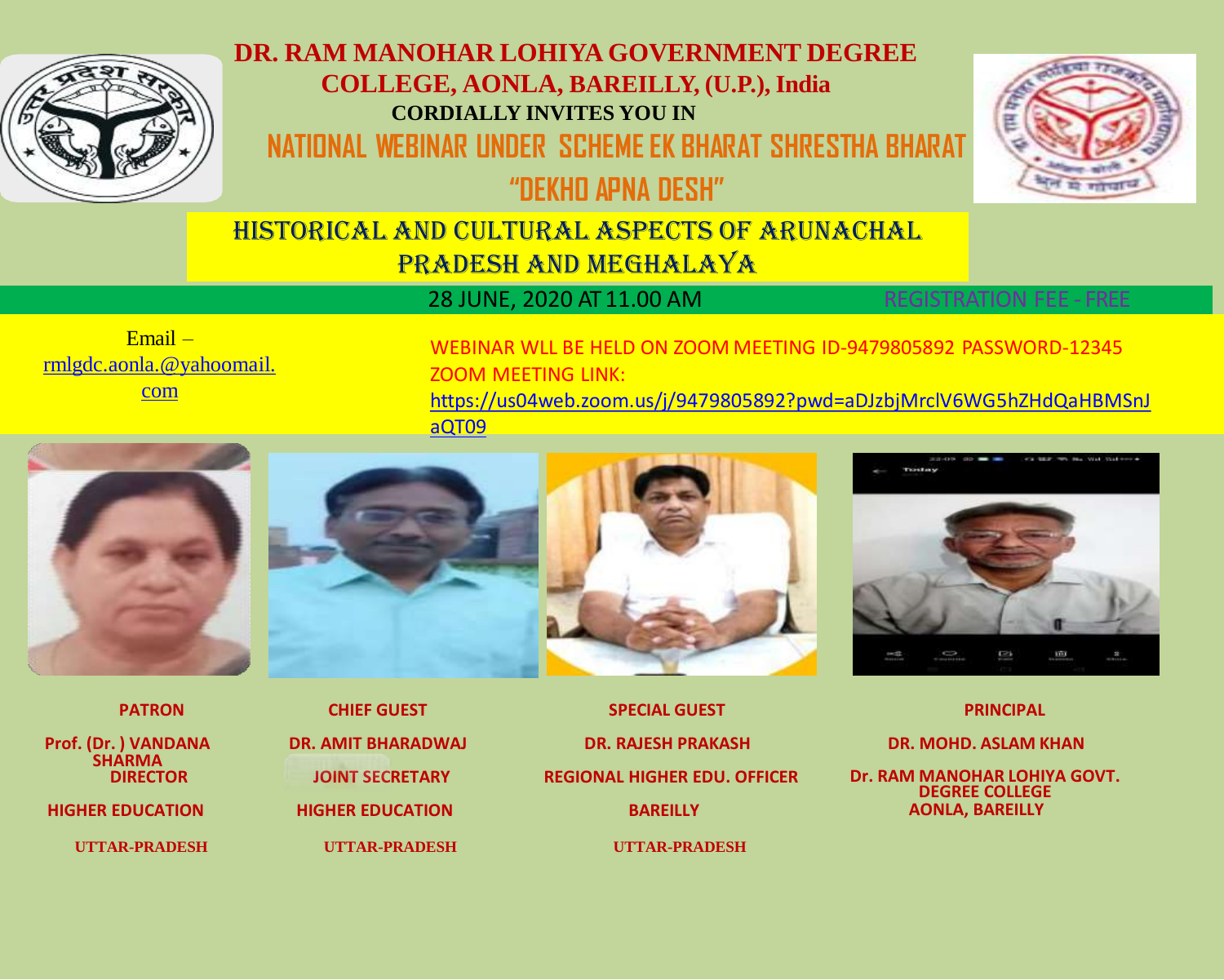# DR. RAM MANOHAR LOHIYA GOVERNMENT DEGREE COLLEGE, AONLA, BAREILLY, (U.P.), India

**CORDIALLY INVITES YOU IN**

## NATIONAL WEBINAR UNDER SCHEME EK BHARAT SHRESTHA BHARAT

## "DEKHO APNA DESH"

## HISTORICAL AND CULTURAL ASPECTS OF ARUNACHAL PRADESH AND MEGHALAYA

28 JUNE, 2020 AT 11.00 AM

REGISTRATION FEE - FREE

Email – rmlgdc.aonla.@yahoomail.com

WEBINAR WLL BE HELD ON ZOOM MEETING ID-9479805892 PASSWORD-12345

ZOOM MEETING LINK:

https://us04web.zoom.us/j/9479805892?pwd=aDJzbjMrclV6WG5hZHdQaHBMSnJaQT09

| PATRON | CHIEF GUEST | SPECIAL GUEST | PRINCIPAL |
|---|---|---|---|
| Prof. (Dr. ) VANDANA SHARMA | DR. AMIT BHARADWAJ | DR. RAJESH PRAKASH | DR. MOHD. ASLAM KHAN |
| DIRECTOR | JOINT SECRETARY | REGIONAL HIGHER EDU. OFFICER | Dr. RAM MANOHAR LOHIYA GOVT. DEGREE COLLEGE AONLA, BAREILLY |
| HIGHER EDUCATION | HIGHER EDUCATION | BAREILLY | |
| UTTAR-PRADESH | UTTAR-PRADESH | UTTAR-PRADESH | |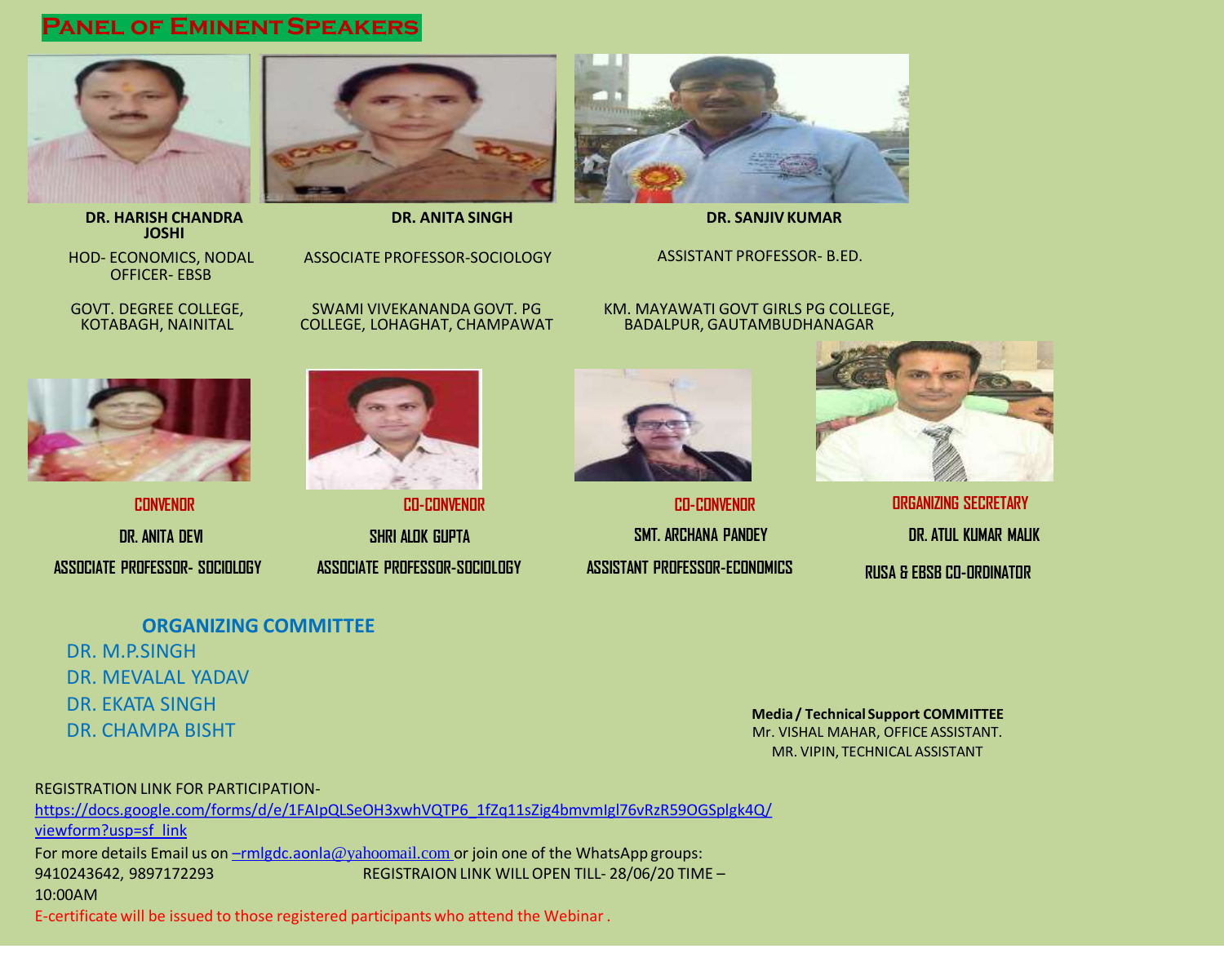## Panel of Eminent Speakers

**DR. HARISH CHANDRA JOSHI**
HOD- ECONOMICS, NODAL OFFICER- EBSB
GOVT. DEGREE COLLEGE, KOTABAGH, NAINITAL

**DR. ANITA SINGH**
ASSOCIATE PROFESSOR-SOCIOLOGY
SWAMI VIVEKANANDA GOVT. PG COLLEGE, LOHAGHAT, CHAMPAWAT

**DR. SANJIV KUMAR**
ASSISTANT PROFESSOR- B.ED.
KM. MAYAWATI GOVT GIRLS PG COLLEGE, BADALPUR, GAUTAMBUDHANAGAR

CONVENOR
DR. ANITA DEVI
ASSOCIATE PROFESSOR- SOCIOLOGY

CO-CONVENOR
SHRI ALOK GUPTA
ASSOCIATE PROFESSOR-SOCIOLOGY

CO-CONVENOR
SMT. ARCHANA PANDEY
ASSISTANT PROFESSOR-ECONOMICS

ORGANIZING SECRETARY
DR. ATUL KUMAR MALIK
RUSA & EBSB CO-ORDINATOR

### ORGANIZING COMMITTEE

DR. M.P.SINGH
DR. MEVALAL YADAV
DR. EKATA SINGH
DR. CHAMPA BISHT

**Media / Technical Support COMMITTEE**
Mr. VISHAL MAHAR, OFFICE ASSISTANT.
MR. VIPIN, TECHNICAL ASSISTANT

REGISTRATION LINK FOR PARTICIPATION-
https://docs.google.com/forms/d/e/1FAIpQLSeOH3xwhVQTP6_1fZq11sZig4bmvmlgl76vRzR59OGSplgk4Q/viewform?usp=sf_link

For more details Email us on –rmlgdc.aonla@yahoomail.com or join one of the WhatsApp groups:
9410243642, 9897172293

REGISTRAION LINK WILL OPEN TILL- 28/06/20 TIME – 10:00AM

E-certificate will be issued to those registered participants who attend the Webinar .